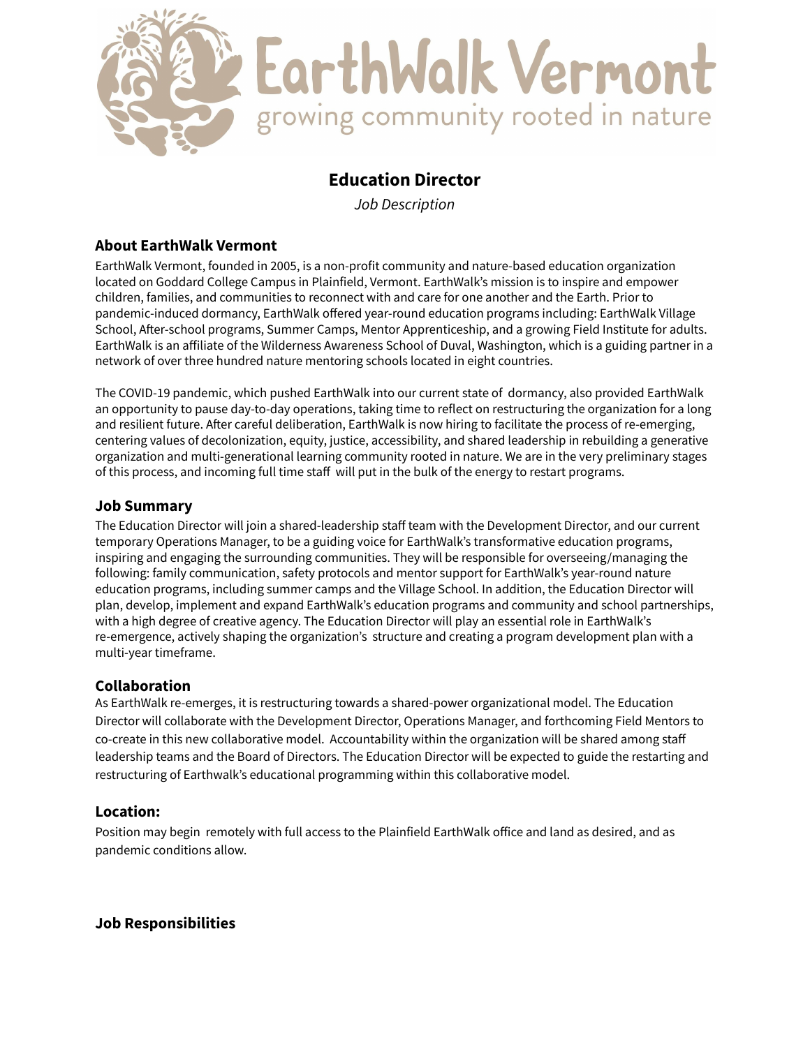# EarthWalk Vermont

growing community rooted in nature

## Education Director

*Job Description*

### About EarthWalk Vermont

EarthWalk Vermont, founded in 2005, is a non-profit community and nature-based education organization located on Goddard College Campus in Plainfield, Vermont. EarthWalk's mission is to inspire and empower children, families, and communities to reconnect with and care for one another and the Earth. Prior to pandemic-induced dormancy, EarthWalk offered year-round education programs including: EarthWalk Village School, After-school programs, Summer Camps, Mentor Apprenticeship, and a growing Field Institute for adults. EarthWalk is an affiliate of the Wilderness Awareness School of Duval, Washington, which is a guiding partner in a network of over three hundred nature mentoring schools located in eight countries.

The COVID-19 pandemic, which pushed EarthWalk into our current state of dormancy, also provided EarthWalk an opportunity to pause day-to-day operations, taking time to reflect on restructuring the organization for a long and resilient future. After careful deliberation, EarthWalk is now hiring to facilitate the process of re-emerging, centering values of decolonization, equity, justice, accessibility, and shared leadership in rebuilding a generative organization and multi-generational learning community rooted in nature. We are in the very preliminary stages of this process, and incoming full time staff will put in the bulk of the energy to restart programs.

### Job Summary

The Education Director will join a shared-leadership staff team with the Development Director, and our current temporary Operations Manager, to be a guiding voice for EarthWalk's transformative education programs, inspiring and engaging the surrounding communities. They will be responsible for overseeing/managing the following: family communication, safety protocols and mentor support for EarthWalk's year-round nature education programs, including summer camps and the Village School. In addition, the Education Director will plan, develop, implement and expand EarthWalk's education programs and community and school partnerships, with a high degree of creative agency. The Education Director will play an essential role in EarthWalk's re-emergence, actively shaping the organization's structure and creating a program development plan with a multi-year timeframe.

### Collaboration

As EarthWalk re-emerges, it is restructuring towards a shared-power organizational model. The Education Director will collaborate with the Development Director, Operations Manager, and forthcoming Field Mentors to co-create in this new collaborative model. Accountability within the organization will be shared among staff leadership teams and the Board of Directors. The Education Director will be expected to guide the restarting and restructuring of Earthwalk's educational programming within this collaborative model.

### Location:

Position may begin remotely with full access to the Plainfield EarthWalk office and land as desired, and as pandemic conditions allow.

### Job Responsibilities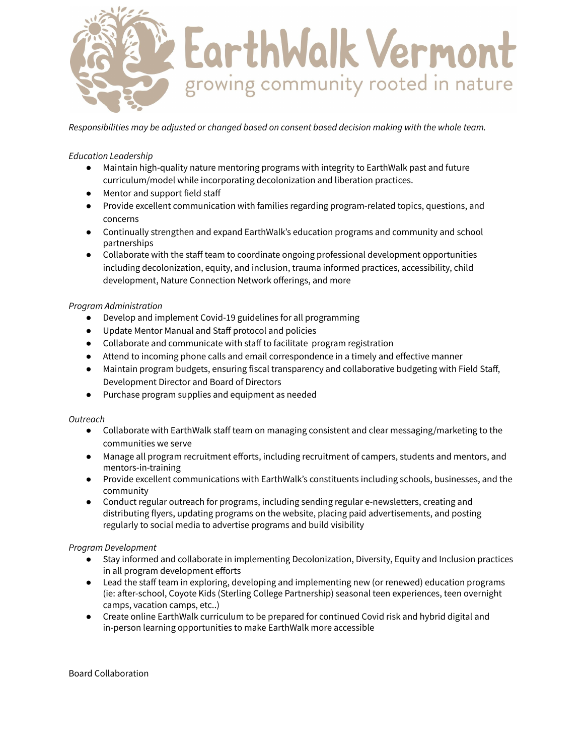*Responsibilities may be adjusted or changed based on consent based decision making with the whole team.*

*Education Leadership*

- Maintain high-quality nature mentoring programs with integrity to EarthWalk past and future curriculum/model while incorporating decolonization and liberation practices.
- Mentor and support field staff
- Provide excellent communication with families regarding program-related topics, questions, and concerns
- Continually strengthen and expand EarthWalk's education programs and community and school partnerships
- Collaborate with the staff team to coordinate ongoing professional development opportunities including decolonization, equity, and inclusion, trauma informed practices, accessibility, child development, Nature Connection Network offerings, and more

*Program Administration*

- Develop and implement Covid-19 guidelines for all programming
- Update Mentor Manual and Staff protocol and policies
- Collaborate and communicate with staff to facilitate program registration
- Attend to incoming phone calls and email correspondence in a timely and effective manner
- Maintain program budgets, ensuring fiscal transparency and collaborative budgeting with Field Staff, Development Director and Board of Directors
- Purchase program supplies and equipment as needed

*Outreach*

- Collaborate with EarthWalk staff team on managing consistent and clear messaging/marketing to the communities we serve
- Manage all program recruitment efforts, including recruitment of campers, students and mentors, and mentors-in-training
- Provide excellent communications with EarthWalk's constituents including schools, businesses, and the community
- Conduct regular outreach for programs, including sending regular e-newsletters, creating and distributing flyers, updating programs on the website, placing paid advertisements, and posting regularly to social media to advertise programs and build visibility

*Program Development*

- Stay informed and collaborate in implementing Decolonization, Diversity, Equity and Inclusion practices in all program development efforts
- Lead the staff team in exploring, developing and implementing new (or renewed) education programs (ie: after-school, Coyote Kids (Sterling College Partnership) seasonal teen experiences, teen overnight camps, vacation camps, etc..)
- Create online EarthWalk curriculum to be prepared for continued Covid risk and hybrid digital and in-person learning opportunities to make EarthWalk more accessible

Board Collaboration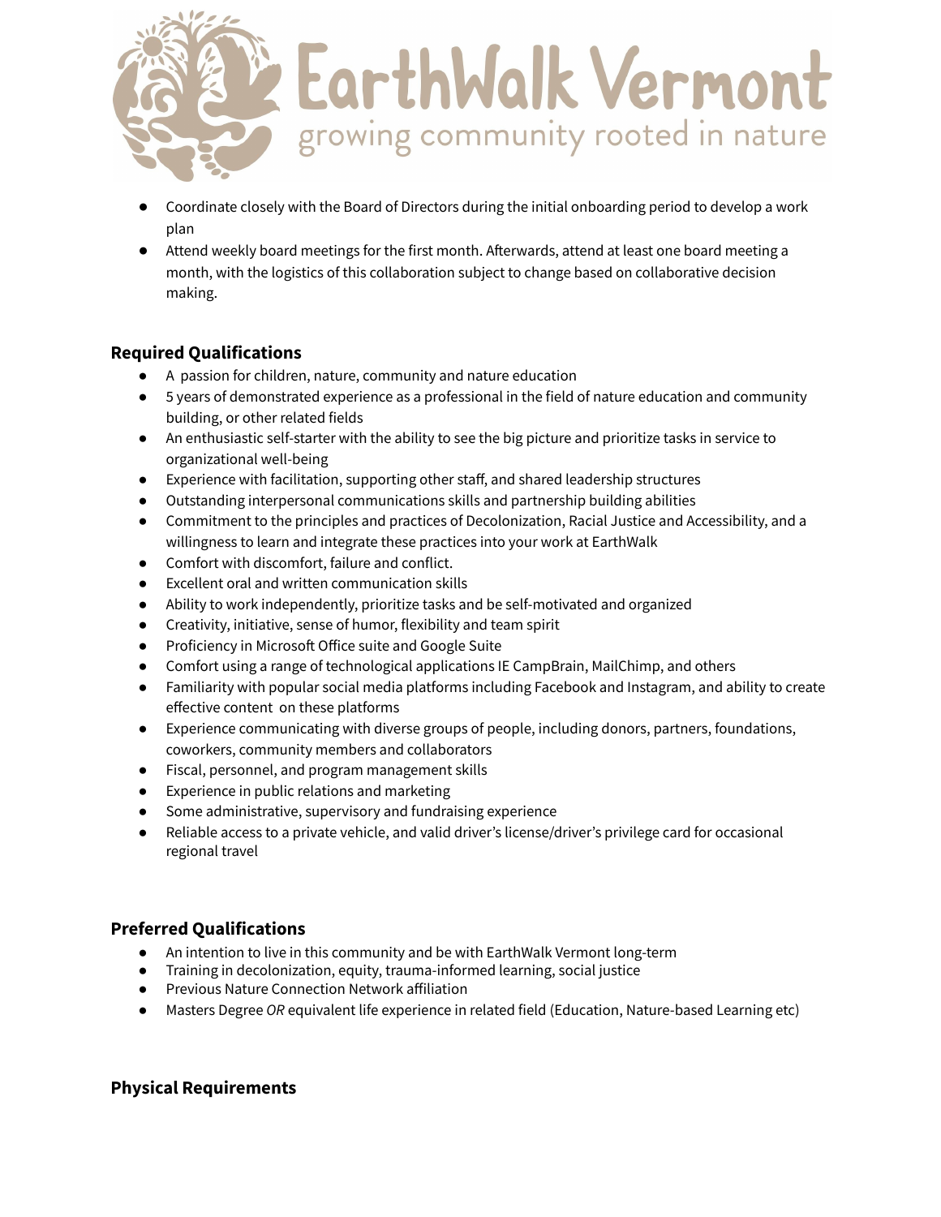- Coordinate closely with the Board of Directors during the initial onboarding period to develop a work plan
- Attend weekly board meetings for the first month. Afterwards, attend at least one board meeting a month, with the logistics of this collaboration subject to change based on collaborative decision making.

### Required Qualifications

- A passion for children, nature, community and nature education
- 5 years of demonstrated experience as a professional in the field of nature education and community building, or other related fields
- An enthusiastic self-starter with the ability to see the big picture and prioritize tasks in service to organizational well-being
- Experience with facilitation, supporting other staff, and shared leadership structures
- Outstanding interpersonal communications skills and partnership building abilities
- Commitment to the principles and practices of Decolonization, Racial Justice and Accessibility, and a willingness to learn and integrate these practices into your work at EarthWalk
- Comfort with discomfort, failure and conflict.
- Excellent oral and written communication skills
- Ability to work independently, prioritize tasks and be self-motivated and organized
- Creativity, initiative, sense of humor, flexibility and team spirit
- Proficiency in Microsoft Office suite and Google Suite
- Comfort using a range of technological applications IE CampBrain, MailChimp, and others
- Familiarity with popular social media platforms including Facebook and Instagram, and ability to create effective content on these platforms
- Experience communicating with diverse groups of people, including donors, partners, foundations, coworkers, community members and collaborators
- Fiscal, personnel, and program management skills
- Experience in public relations and marketing
- Some administrative, supervisory and fundraising experience
- Reliable access to a private vehicle, and valid driver's license/driver's privilege card for occasional regional travel

### Preferred Qualifications

- An intention to live in this community and be with EarthWalk Vermont long-term
- Training in decolonization, equity, trauma-informed learning, social justice
- Previous Nature Connection Network affiliation
- Masters Degree *OR* equivalent life experience in related field (Education, Nature-based Learning etc)

### Physical Requirements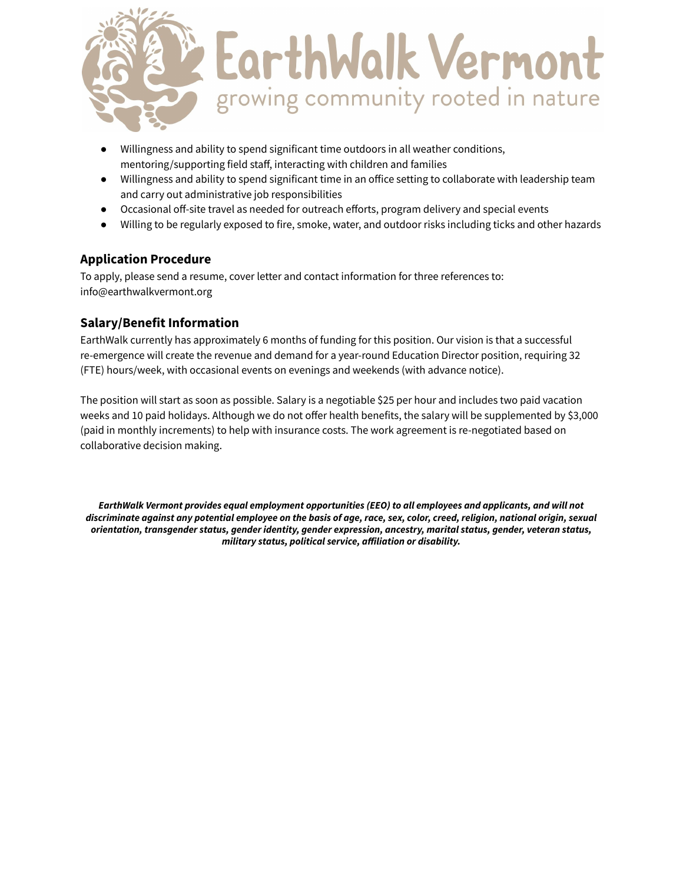- Willingness and ability to spend significant time outdoors in all weather conditions, mentoring/supporting field staff, interacting with children and families
- Willingness and ability to spend significant time in an office setting to collaborate with leadership team and carry out administrative job responsibilities
- Occasional off-site travel as needed for outreach efforts, program delivery and special events
- Willing to be regularly exposed to fire, smoke, water, and outdoor risks including ticks and other hazards

## Application Procedure

To apply, please send a resume, cover letter and contact information for three references to: info@earthwalkvermont.org

## Salary/Benefit Information

EarthWalk currently has approximately 6 months of funding for this position. Our vision is that a successful re-emergence will create the revenue and demand for a year-round Education Director position, requiring 32 (FTE) hours/week, with occasional events on evenings and weekends (with advance notice).

The position will start as soon as possible. Salary is a negotiable $25 per hour and includes two paid vacation weeks and 10 paid holidays. Although we do not offer health benefits, the salary will be supplemented by $3,000 (paid in monthly increments) to help with insurance costs. The work agreement is re-negotiated based on collaborative decision making.

***EarthWalk Vermont provides equal employment opportunities (EEO) to all employees and applicants, and will not discriminate against any potential employee on the basis of age, race, sex, color, creed, religion, national origin, sexual orientation, transgender status, gender identity, gender expression, ancestry, marital status, gender, veteran status, military status, political service, affiliation or disability.***